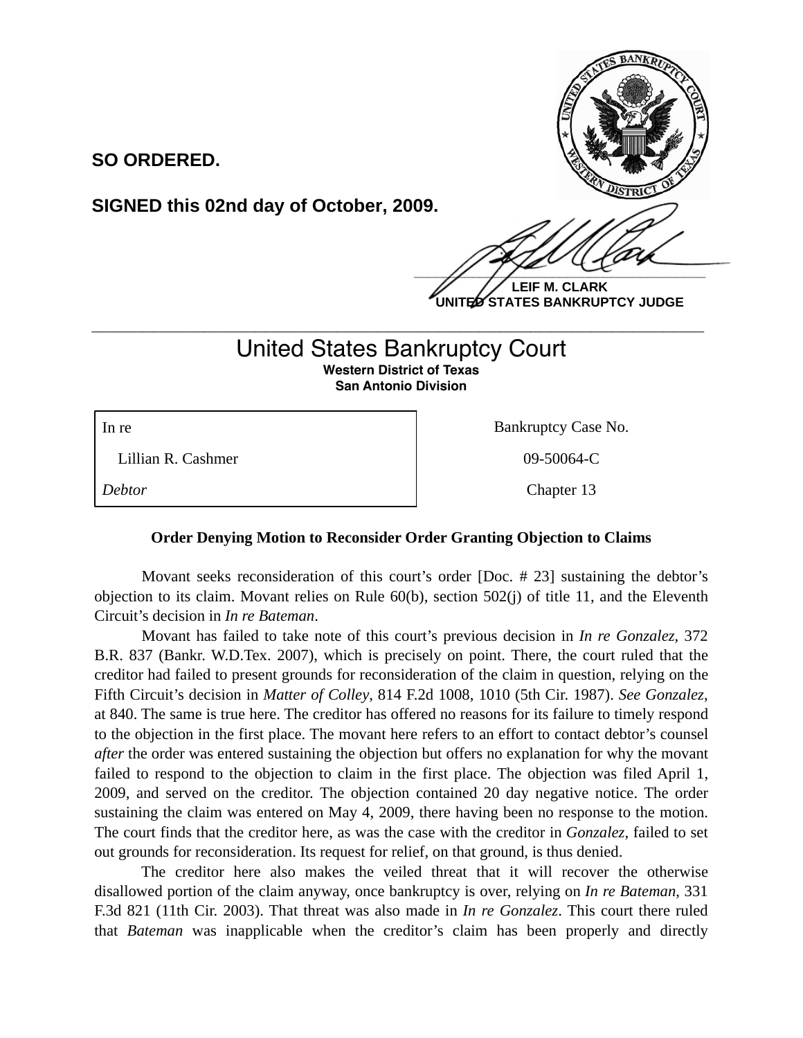**SO ORDERED.**

**SIGNED this 02nd day of October, 2009.**

**LEIF M. CLARK**
**UNITED STATES BANKRUPTCY JUDGE**

---

# United States Bankruptcy Court

**Western District of Texas**
**San Antonio Division**

| In re | Bankruptcy Case No. |
| --- | --- |
| Lillian R. Cashmer | 09-50064-C |
| *Debtor* | Chapter 13 |

**Order Denying Motion to Reconsider Order Granting Objection to Claims**

Movant seeks reconsideration of this court's order [Doc. # 23] sustaining the debtor's objection to its claim. Movant relies on Rule 60(b), section 502(j) of title 11, and the Eleventh Circuit's decision in *In re Bateman*.

Movant has failed to take note of this court's previous decision in *In re Gonzalez*, 372 B.R. 837 (Bankr. W.D.Tex. 2007), which is precisely on point. There, the court ruled that the creditor had failed to present grounds for reconsideration of the claim in question, relying on the Fifth Circuit's decision in *Matter of Colley*, 814 F.2d 1008, 1010 (5th Cir. 1987). *See Gonzalez*, at 840. The same is true here. The creditor has offered no reasons for its failure to timely respond to the objection in the first place. The movant here refers to an effort to contact debtor's counsel *after* the order was entered sustaining the objection but offers no explanation for why the movant failed to respond to the objection to claim in the first place. The objection was filed April 1, 2009, and served on the creditor. The objection contained 20 day negative notice. The order sustaining the claim was entered on May 4, 2009, there having been no response to the motion. The court finds that the creditor here, as was the case with the creditor in *Gonzalez*, failed to set out grounds for reconsideration. Its request for relief, on that ground, is thus denied.

The creditor here also makes the veiled threat that it will recover the otherwise disallowed portion of the claim anyway, once bankruptcy is over, relying on *In re Bateman*, 331 F.3d 821 (11th Cir. 2003). That threat was also made in *In re Gonzalez*. This court there ruled that *Bateman* was inapplicable when the creditor's claim has been properly and directly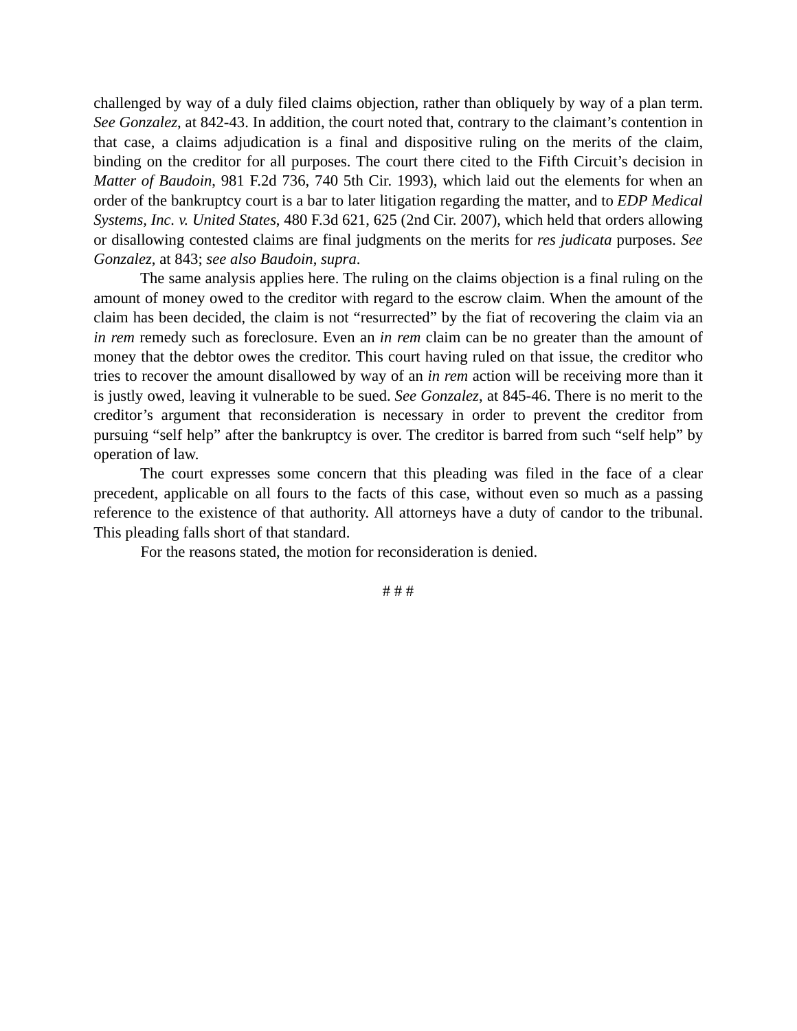challenged by way of a duly filed claims objection, rather than obliquely by way of a plan term. *See Gonzalez*, at 842-43. In addition, the court noted that, contrary to the claimant's contention in that case, a claims adjudication is a final and dispositive ruling on the merits of the claim, binding on the creditor for all purposes. The court there cited to the Fifth Circuit's decision in *Matter of Baudoin*, 981 F.2d 736, 740 5th Cir. 1993), which laid out the elements for when an order of the bankruptcy court is a bar to later litigation regarding the matter, and to *EDP Medical Systems, Inc. v. United States*, 480 F.3d 621, 625 (2nd Cir. 2007), which held that orders allowing or disallowing contested claims are final judgments on the merits for *res judicata* purposes. *See Gonzalez,* at 843; *see also Baudoin*, *supra*.

The same analysis applies here. The ruling on the claims objection is a final ruling on the amount of money owed to the creditor with regard to the escrow claim. When the amount of the claim has been decided, the claim is not "resurrected" by the fiat of recovering the claim via an *in rem* remedy such as foreclosure. Even an *in rem* claim can be no greater than the amount of money that the debtor owes the creditor. This court having ruled on that issue, the creditor who tries to recover the amount disallowed by way of an *in rem* action will be receiving more than it is justly owed, leaving it vulnerable to be sued. *See Gonzalez,* at 845-46. There is no merit to the creditor's argument that reconsideration is necessary in order to prevent the creditor from pursuing "self help" after the bankruptcy is over. The creditor is barred from such "self help" by operation of law.

The court expresses some concern that this pleading was filed in the face of a clear precedent, applicable on all fours to the facts of this case, without even so much as a passing reference to the existence of that authority. All attorneys have a duty of candor to the tribunal. This pleading falls short of that standard.

For the reasons stated, the motion for reconsideration is denied.

# # #